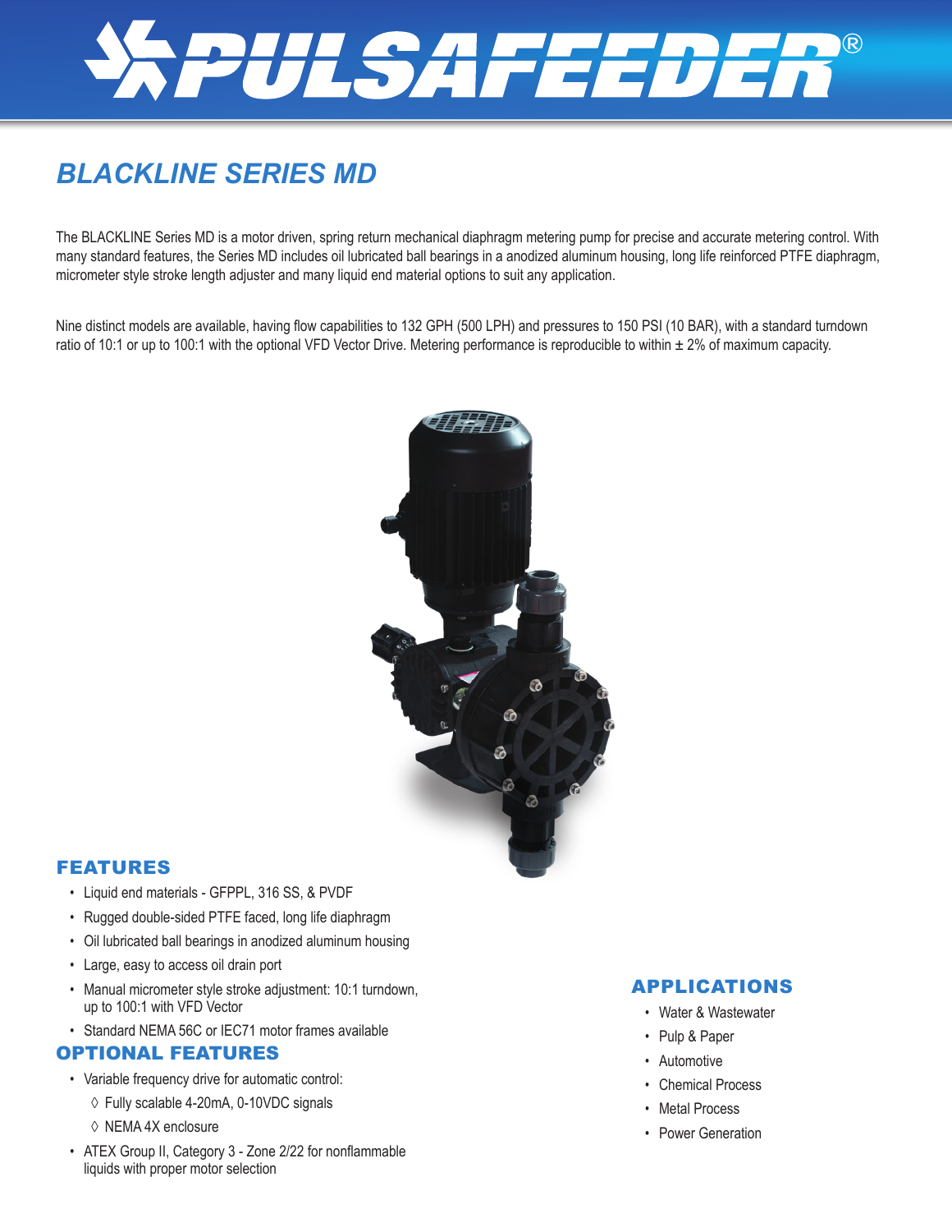# PULSAFEEDER®

## BLACKLINE SERIES MD

The BLACKLINE Series MD is a motor driven, spring return mechanical diaphragm metering pump for precise and accurate metering control. With many standard features, the Series MD includes oil lubricated ball bearings in a anodized aluminum housing, long life reinforced PTFE diaphragm, micrometer style stroke length adjuster and many liquid end material options to suit any application.

Nine distinct models are available, having flow capabilities to 132 GPH (500 LPH) and pressures to 150 PSI (10 BAR), with a standard turndown ratio of 10:1 or up to 100:1 with the optional VFD Vector Drive. Metering performance is reproducible to within ± 2% of maximum capacity.

### FEATURES

- Liquid end materials - GFPPL, 316 SS, & PVDF
- Rugged double-sided PTFE faced, long life diaphragm
- Oil lubricated ball bearings in anodized aluminum housing
- Large, easy to access oil drain port
- Manual micrometer style stroke adjustment: 10:1 turndown, up to 100:1 with VFD Vector
- Standard NEMA 56C or IEC71 motor frames available

### OPTIONAL FEATURES

- Variable frequency drive for automatic control:
  - ◊ Fully scalable 4-20mA, 0-10VDC signals
  - ◊ NEMA 4X enclosure
- ATEX Group II, Category 3 - Zone 2/22 for nonflammable liquids with proper motor selection

### APPLICATIONS

- Water & Wastewater
- Pulp & Paper
- Automotive
- Chemical Process
- Metal Process
- Power Generation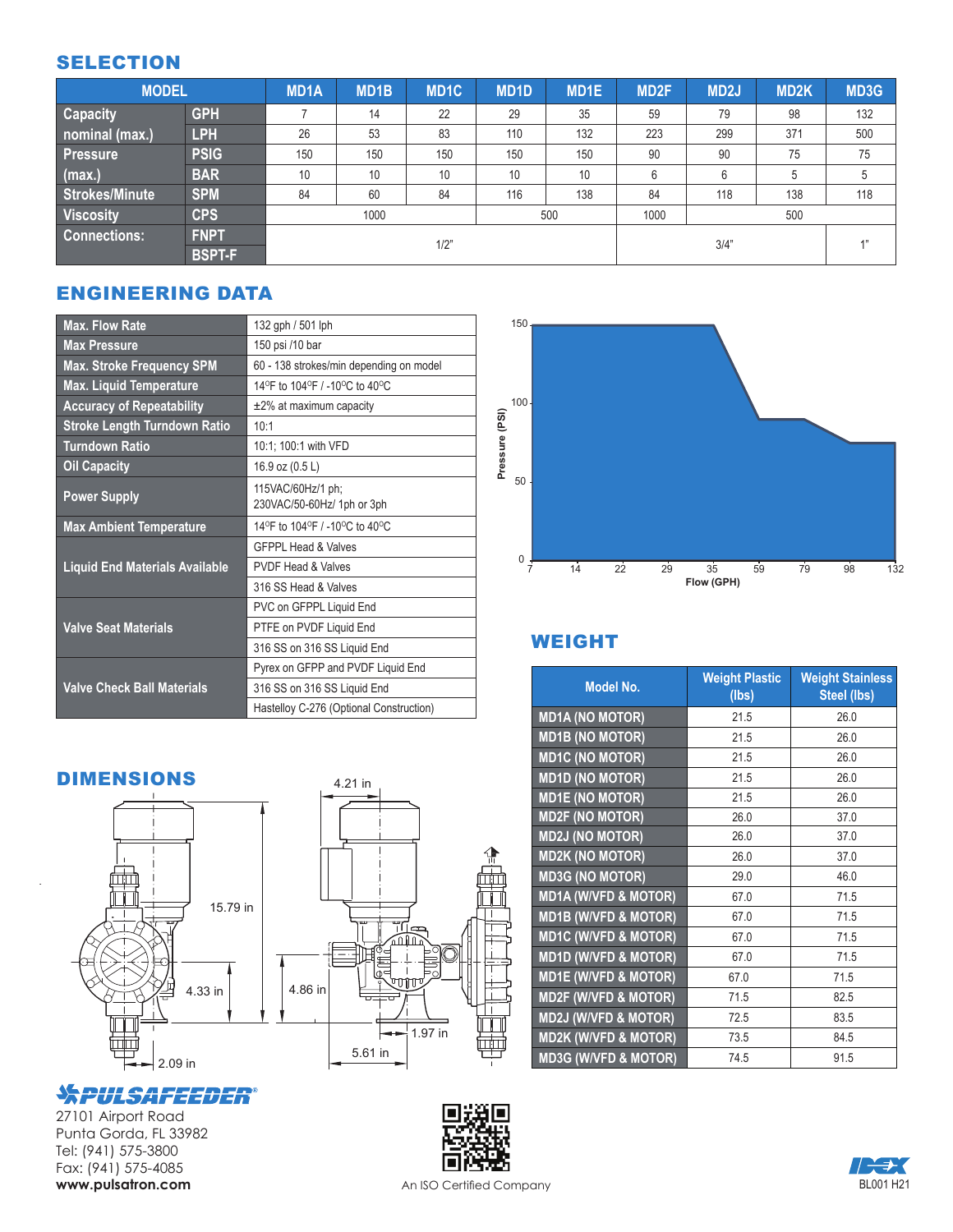## SELECTION

| MODEL | | MD1A | MD1B | MD1C | MD1D | MD1E | MD2F | MD2J | MD2K | MD3G |
|---|---|---|---|---|---|---|---|---|---|---|
| Capacity nominal (max.) | GPH | 7 | 14 | 22 | 29 | 35 | 59 | 79 | 98 | 132 |
| | LPH | 26 | 53 | 83 | 110 | 132 | 223 | 299 | 371 | 500 |
| Pressure (max.) | PSIG | 150 | 150 | 150 | 150 | 150 | 90 | 90 | 75 | 75 |
| | BAR | 10 | 10 | 10 | 10 | 10 | 6 | 6 | 5 | 5 |
| Strokes/Minute | SPM | 84 | 60 | 84 | 116 | 138 | 84 | 118 | 138 | 118 |
| Viscosity | CPS | 1000 | | | 500 | | 1000 | 500 | | |
| Connections: | FNPT / BSPT-F | 1/2" | | | | | 3/4" | | | 1" |

## ENGINEERING DATA

| | |
|---|---|
| Max. Flow Rate | 132 gph / 501 lph |
| Max Pressure | 150 psi /10 bar |
| Max. Stroke Frequency SPM | 60 - 138 strokes/min depending on model |
| Max. Liquid Temperature | 14ºF to 104ºF / -10ºC to 40ºC |
| Accuracy of Repeatability | ±2% at maximum capacity |
| Stroke Length Turndown Ratio | 10:1 |
| Turndown Ratio | 10:1; 100:1 with VFD |
| Oil Capacity | 16.9 oz (0.5 L) |
| Power Supply | 115VAC/60Hz/1 ph; 230VAC/50-60Hz/ 1ph or 3ph |
| Max Ambient Temperature | 14ºF to 104ºF / -10ºC to 40ºC |
| Liquid End Materials Available | GFPPL Head & Valves |
| | PVDF Head & Valves |
| | 316 SS Head & Valves |
| Valve Seat Materials | PVC on GFPPL Liquid End |
| | PTFE on PVDF Liquid End |
| | 316 SS on 316 SS Liquid End |
| Valve Check Ball Materials | Pyrex on GFPP and PVDF Liquid End |
| | 316 SS on 316 SS Liquid End |
| | Hastelloy C-276 (Optional Construction) |

Pressure (PSI)
150
100
50
0
7 14 22 29 35 59 79 98 132
Flow (GPH)

## WEIGHT

| Model No. | Weight Plastic (lbs) | Weight Stainless Steel (lbs) |
|---|---|---|
| MD1A (NO MOTOR) | 21.5 | 26.0 |
| MD1B (NO MOTOR) | 21.5 | 26.0 |
| MD1C (NO MOTOR) | 21.5 | 26.0 |
| MD1D (NO MOTOR) | 21.5 | 26.0 |
| MD1E (NO MOTOR) | 21.5 | 26.0 |
| MD2F (NO MOTOR) | 26.0 | 37.0 |
| MD2J (NO MOTOR) | 26.0 | 37.0 |
| MD2K (NO MOTOR) | 26.0 | 37.0 |
| MD3G (NO MOTOR) | 29.0 | 46.0 |
| MD1A (W/VFD & MOTOR) | 67.0 | 71.5 |
| MD1B (W/VFD & MOTOR) | 67.0 | 71.5 |
| MD1C (W/VFD & MOTOR) | 67.0 | 71.5 |
| MD1D (W/VFD & MOTOR) | 67.0 | 71.5 |
| MD1E (W/VFD & MOTOR) | 67.0 | 71.5 |
| MD2F (W/VFD & MOTOR) | 71.5 | 82.5 |
| MD2J (W/VFD & MOTOR) | 72.5 | 83.5 |
| MD2K (W/VFD & MOTOR) | 73.5 | 84.5 |
| MD3G (W/VFD & MOTOR) | 74.5 | 91.5 |

## DIMENSIONS

4.21 in
15.79 in
4.33 in
4.86 in
1.97 in
2.09 in
5.61 in

**PULSAFEEDER®**
27101 Airport Road
Punta Gorda, FL 33982
Tel: (941) 575-3800
Fax: (941) 575-4085
**www.pulsatron.com**

An ISO Certified Company

IDEX
BL001 H21